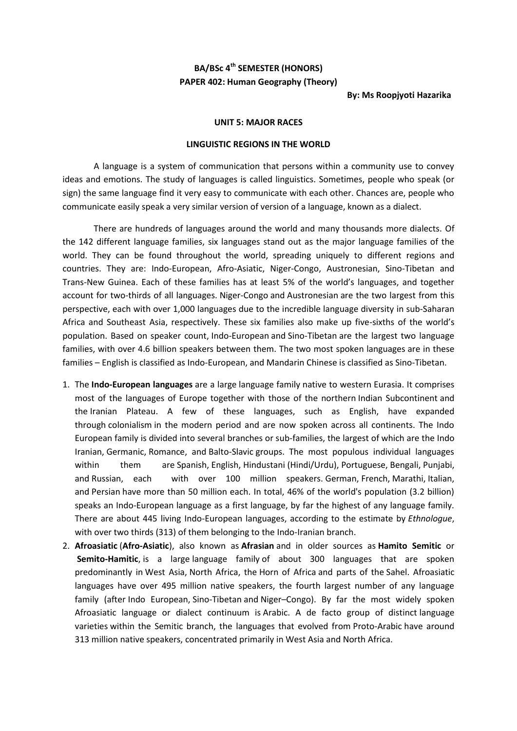**BA/BSc 4th SEMESTER (HONORS)**
**PAPER 402: Human Geography (Theory)**

**By: Ms Roopjyoti Hazarika**

## UNIT 5: MAJOR RACES

### LINGUISTIC REGIONS IN THE WORLD

A language is a system of communication that persons within a community use to convey ideas and emotions. The study of languages is called linguistics. Sometimes, people who speak (or sign) the same language find it very easy to communicate with each other. Chances are, people who communicate easily speak a very similar version of version of a language, known as a dialect.

There are hundreds of languages around the world and many thousands more dialects. Of the 142 different language families, six languages stand out as the major language families of the world. They can be found throughout the world, spreading uniquely to different regions and countries. They are: Indo-European, Afro-Asiatic, Niger-Congo, Austronesian, Sino-Tibetan and Trans-New Guinea. Each of these families has at least 5% of the world's languages, and together account for two-thirds of all languages. Niger-Congo and Austronesian are the two largest from this perspective, each with over 1,000 languages due to the incredible language diversity in sub-Saharan Africa and Southeast Asia, respectively. These six families also make up five-sixths of the world's population. Based on speaker count, Indo-European and Sino-Tibetan are the largest two language families, with over 4.6 billion speakers between them. The two most spoken languages are in these families – English is classified as Indo-European, and Mandarin Chinese is classified as Sino-Tibetan.

1. The **Indo-European languages** are a large language family native to western Eurasia. It comprises most of the languages of Europe together with those of the northern Indian Subcontinent and the Iranian Plateau. A few of these languages, such as English, have expanded through colonialism in the modern period and are now spoken across all continents. The Indo European family is divided into several branches or sub-families, the largest of which are the Indo Iranian, Germanic, Romance, and Balto-Slavic groups. The most populous individual languages within them are Spanish, English, Hindustani (Hindi/Urdu), Portuguese, Bengali, Punjabi, and Russian, each with over 100 million speakers. German, French, Marathi, Italian, and Persian have more than 50 million each. In total, 46% of the world's population (3.2 billion) speaks an Indo-European language as a first language, by far the highest of any language family. There are about 445 living Indo-European languages, according to the estimate by *Ethnologue*, with over two thirds (313) of them belonging to the Indo-Iranian branch.
2. **Afroasiatic** (**Afro-Asiatic**), also known as **Afrasian** and in older sources as **Hamito Semitic** or **Semito-Hamitic**, is a large language family of about 300 languages that are spoken predominantly in West Asia, North Africa, the Horn of Africa and parts of the Sahel. Afroasiatic languages have over 495 million native speakers, the fourth largest number of any language family (after Indo European, Sino-Tibetan and Niger–Congo). By far the most widely spoken Afroasiatic language or dialect continuum is Arabic. A de facto group of distinct language varieties within the Semitic branch, the languages that evolved from Proto-Arabic have around 313 million native speakers, concentrated primarily in West Asia and North Africa.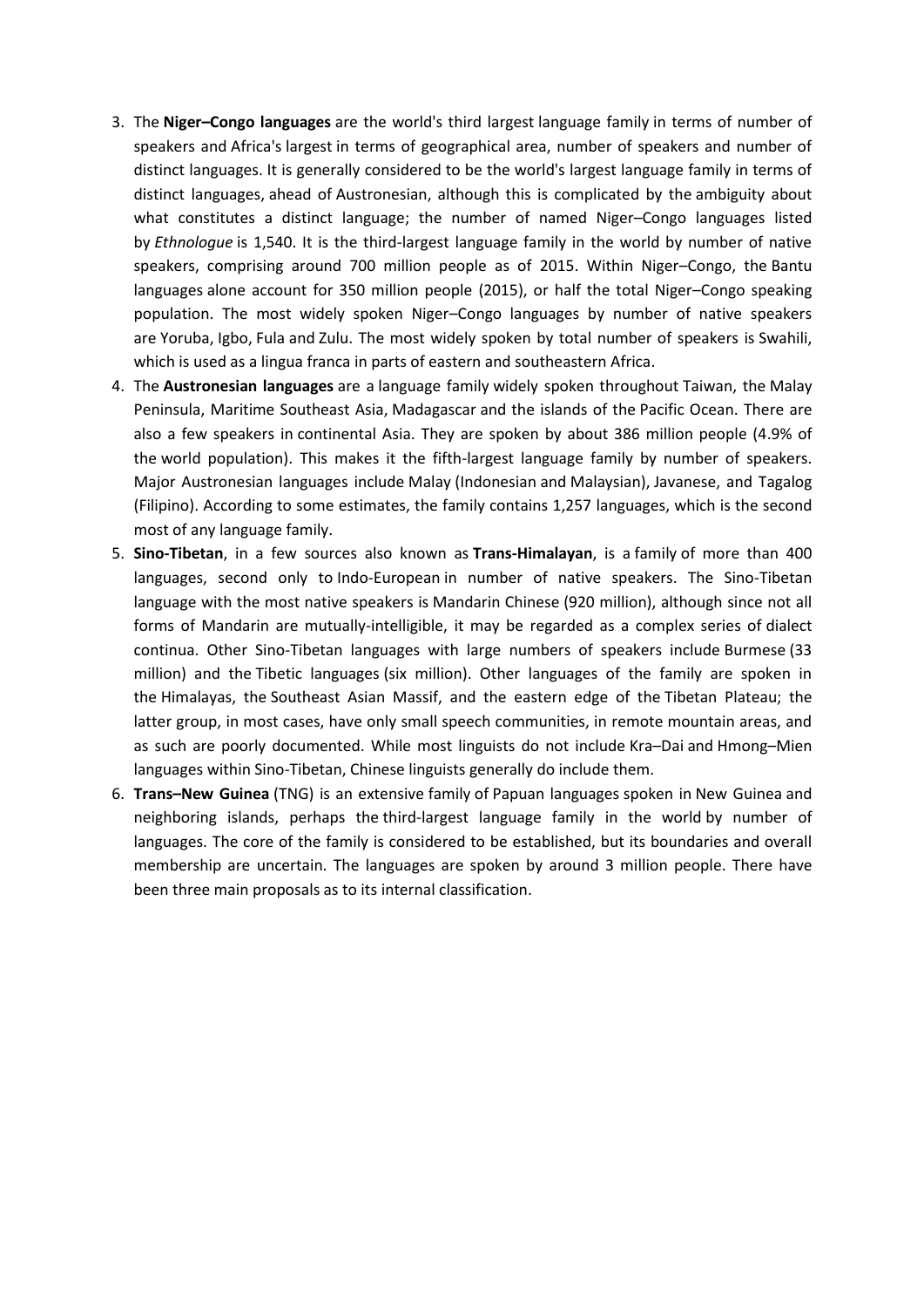3. The **Niger–Congo languages** are the world's third largest language family in terms of number of speakers and Africa's largest in terms of geographical area, number of speakers and number of distinct languages. It is generally considered to be the world's largest language family in terms of distinct languages, ahead of Austronesian, although this is complicated by the ambiguity about what constitutes a distinct language; the number of named Niger–Congo languages listed by *Ethnologue* is 1,540. It is the third-largest language family in the world by number of native speakers, comprising around 700 million people as of 2015. Within Niger–Congo, the Bantu languages alone account for 350 million people (2015), or half the total Niger–Congo speaking population. The most widely spoken Niger–Congo languages by number of native speakers are Yoruba, Igbo, Fula and Zulu. The most widely spoken by total number of speakers is Swahili, which is used as a lingua franca in parts of eastern and southeastern Africa.
4. The **Austronesian languages** are a language family widely spoken throughout Taiwan, the Malay Peninsula, Maritime Southeast Asia, Madagascar and the islands of the Pacific Ocean. There are also a few speakers in continental Asia. They are spoken by about 386 million people (4.9% of the world population). This makes it the fifth-largest language family by number of speakers. Major Austronesian languages include Malay (Indonesian and Malaysian), Javanese, and Tagalog (Filipino). According to some estimates, the family contains 1,257 languages, which is the second most of any language family.
5. **Sino-Tibetan**, in a few sources also known as **Trans-Himalayan**, is a family of more than 400 languages, second only to Indo-European in number of native speakers. The Sino-Tibetan language with the most native speakers is Mandarin Chinese (920 million), although since not all forms of Mandarin are mutually-intelligible, it may be regarded as a complex series of dialect continua. Other Sino-Tibetan languages with large numbers of speakers include Burmese (33 million) and the Tibetic languages (six million). Other languages of the family are spoken in the Himalayas, the Southeast Asian Massif, and the eastern edge of the Tibetan Plateau; the latter group, in most cases, have only small speech communities, in remote mountain areas, and as such are poorly documented. While most linguists do not include Kra–Dai and Hmong–Mien languages within Sino-Tibetan, Chinese linguists generally do include them.
6. **Trans–New Guinea** (TNG) is an extensive family of Papuan languages spoken in New Guinea and neighboring islands, perhaps the third-largest language family in the world by number of languages. The core of the family is considered to be established, but its boundaries and overall membership are uncertain. The languages are spoken by around 3 million people. There have been three main proposals as to its internal classification.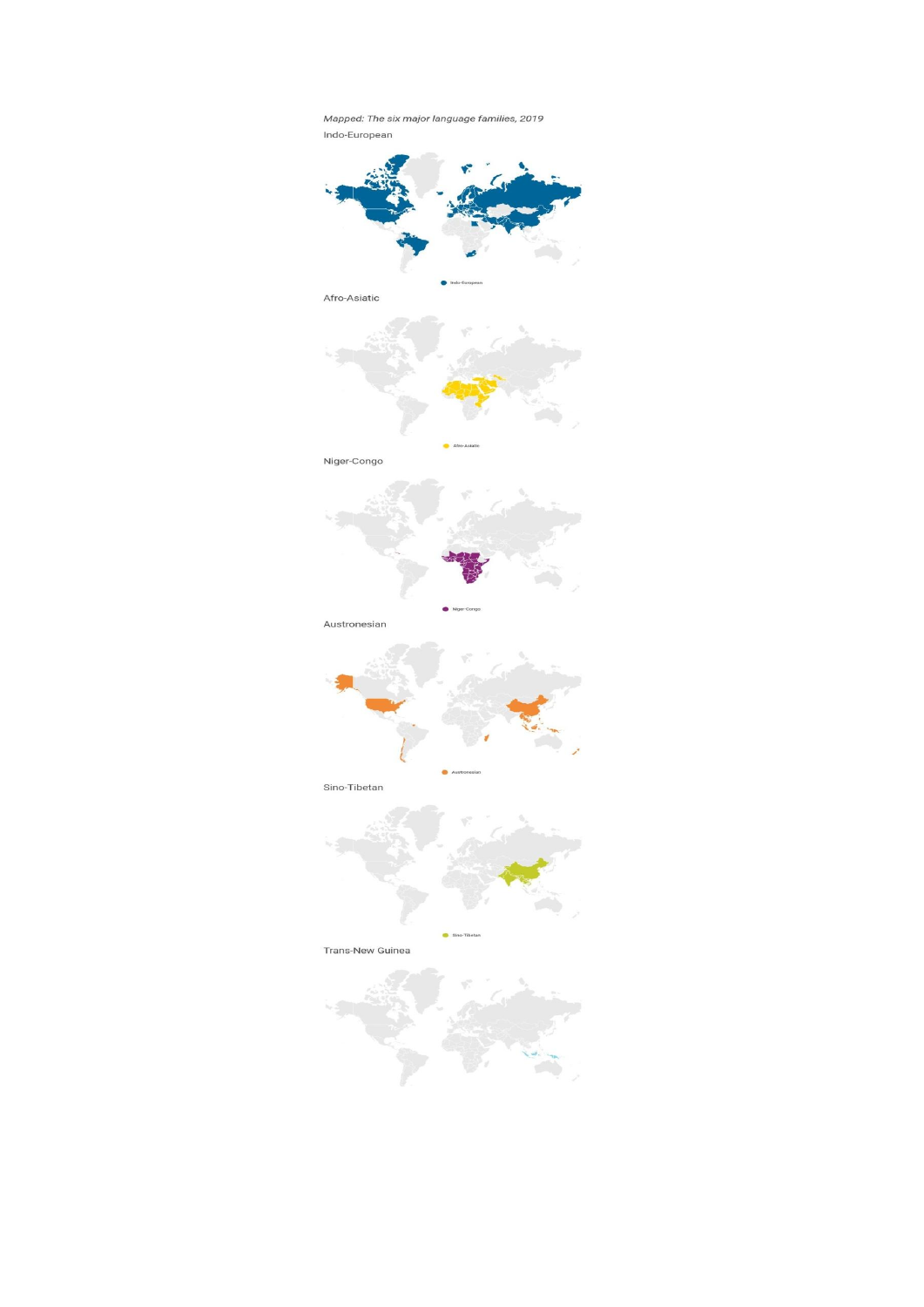*Mapped: The six major language families, 2019*

Indo-European

Indo-European

Afro-Asiatic

Afro-Asiatic

Niger-Congo

Niger-Congo

Austronesian

Austronesian

Sino-Tibetan

Sino-Tibetan

Trans-New Guinea